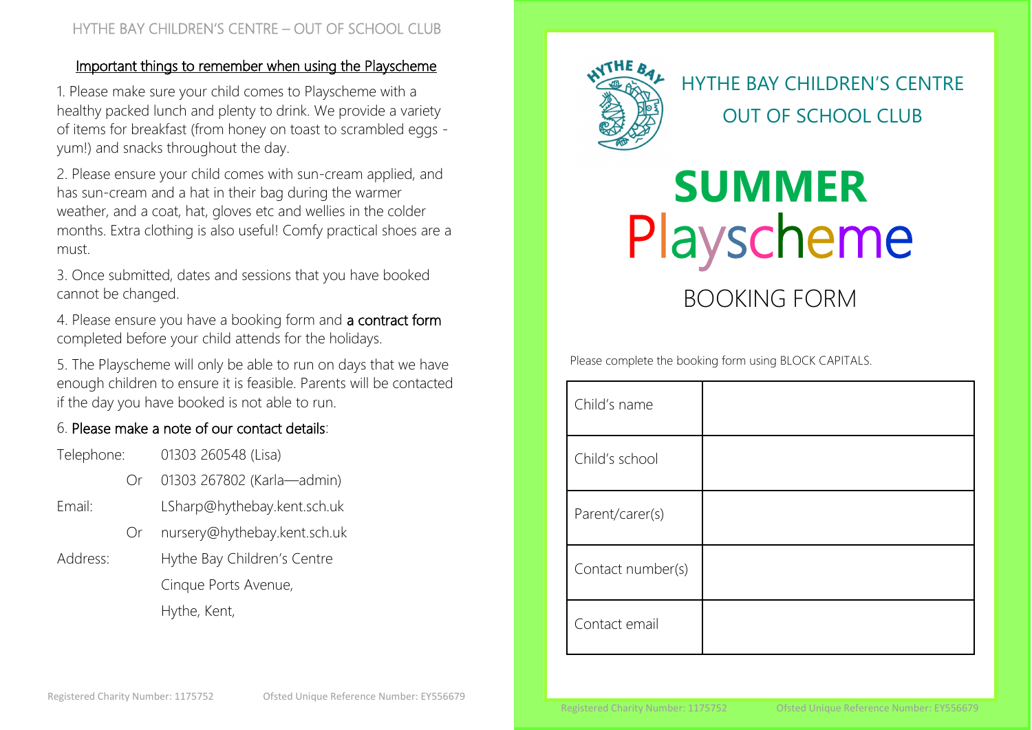HYTHE BAY CHILDREN'S CENTRE – OUT OF SCHOOL CLUB

## Important things to remember when using the Playscheme

1. Please make sure your child comes to Playscheme with a healthy packed lunch and plenty to drink. We provide a variety of items for breakfast (from honey on toast to scrambled eggs - yum!) and snacks throughout the day.

2. Please ensure your child comes with sun-cream applied, and has sun-cream and a hat in their bag during the warmer weather, and a coat, hat, gloves etc and wellies in the colder months. Extra clothing is also useful! Comfy practical shoes are a must.

3. Once submitted, dates and sessions that you have booked cannot be changed.

4. Please ensure you have a booking form and **a contract form** completed before your child attends for the holidays.

5. The Playscheme will only be able to run on days that we have enough children to ensure it is feasible. Parents will be contacted if the day you have booked is not able to run.

6. **Please make a note of our contact details**:

Telephone: 01303 260548 (Lisa)
Or 01303 267802 (Karla—admin)

Email: LSharp@hythebay.kent.sch.uk
Or nursery@hythebay.kent.sch.uk

Address: Hythe Bay Children's Centre
Cinque Ports Avenue,
Hythe, Kent,

Registered Charity Number: 1175752 Ofsted Unique Reference Number: EY556679

# HYTHE BAY CHILDREN'S CENTRE OUT OF SCHOOL CLUB

# SUMMER Playscheme

## BOOKING FORM

Please complete the booking form using BLOCK CAPITALS.

| | |
|---|---|
| Child's name | |
| Child's school | |
| Parent/carer(s) | |
| Contact number(s) | |
| Contact email | |

Registered Charity Number: 1175752 Ofsted Unique Reference Number: EY556679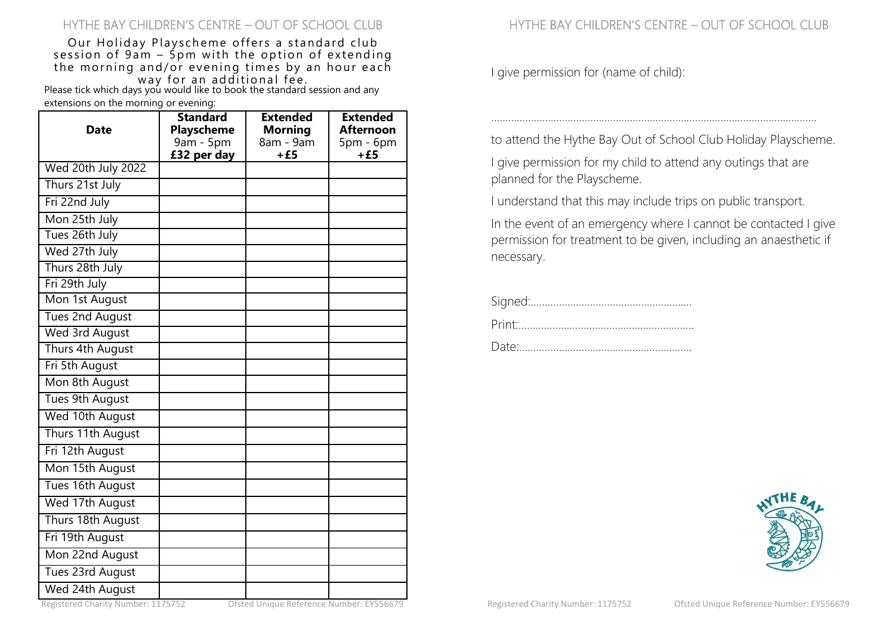# HYTHE BAY CHILDREN'S CENTRE – OUT OF SCHOOL CLUB

Our Holiday Playscheme offers a standard club session of 9am – 5pm with the option of extending the morning and/or evening times by an hour each way for an additional fee.

Please tick which days you would like to book the standard session and any extensions on the morning or evening:

| Date | **Standard Playscheme** 9am - 5pm **£32 per day** | **Extended Morning** 8am - 9am **+£5** | **Extended Afternoon** 5pm - 6pm **+£5** |
|---|---|---|---|
| Wed 20th July 2022 | | | |
| Thurs 21st July | | | |
| Fri 22nd July | | | |
| Mon 25th July | | | |
| Tues 26th July | | | |
| Wed 27th July | | | |
| Thurs 28th July | | | |
| Fri 29th July | | | |
| Mon 1st August | | | |
| Tues 2nd August | | | |
| Wed 3rd August | | | |
| Thurs 4th August | | | |
| Fri 5th August | | | |
| Mon 8th August | | | |
| Tues 9th August | | | |
| Wed 10th August | | | |
| Thurs 11th August | | | |
| Fri 12th August | | | |
| Mon 15th August | | | |
| Tues 16th August | | | |
| Wed 17th August | | | |
| Thurs 18th August | | | |
| Fri 19th August | | | |
| Mon 22nd August | | | |
| Tues 23rd August | | | |
| Wed 24th August | | | |

Registered Charity Number: 1175752 Ofsted Unique Reference Number: EY556679

# HYTHE BAY CHILDREN'S CENTRE – OUT OF SCHOOL CLUB

I give permission for (name of child):

.......................................................................................................................

to attend the Hythe Bay Out of School Club Holiday Playscheme.

I give permission for my child to attend any outings that are planned for the Playscheme.

I understand that this may include trips on public transport.

In the event of an emergency where I cannot be contacted I give permission for treatment to be given, including an anaesthetic if necessary.

Signed:..........................................................

Print:...............................................................

Date:..............................................................

HYTHE BAY

Registered Charity Number: 1175752 Ofsted Unique Reference Number: EY556679